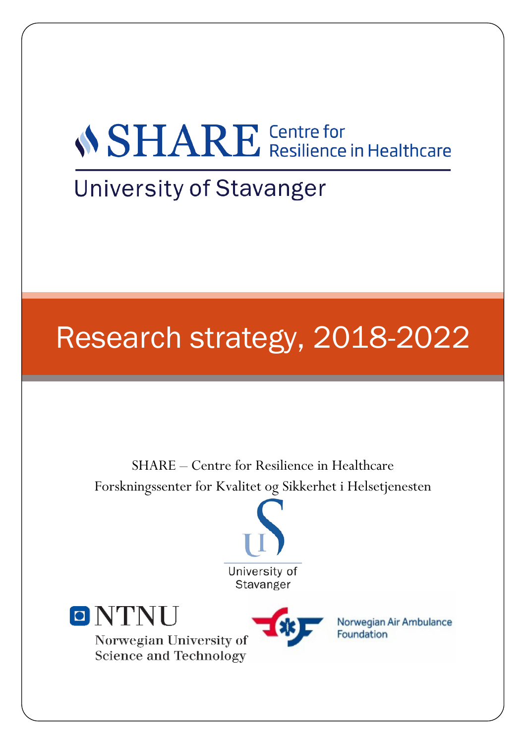SHARE Centre for Resilience in Healthcare

University of Stavanger

# Research strategy, 2018-2022

SHARE – Centre for Resilience in Healthcare

Forskningssenter for Kvalitet og Sikkerhet i Helsetjenesten

University of Stavanger

NTNU

Norwegian University of Science and Technology

Norwegian Air Ambulance Foundation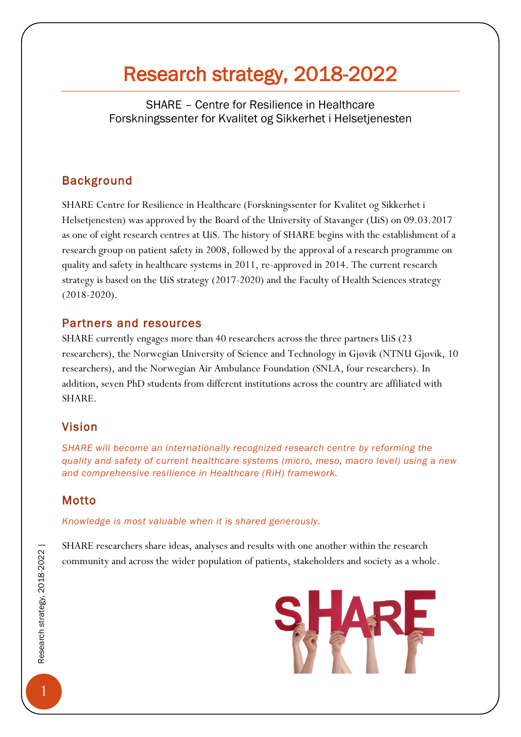# Research strategy, 2018-2022

SHARE – Centre for Resilience in Healthcare
Forskningssenter for Kvalitet og Sikkerhet i Helsetjenesten

## Background

SHARE Centre for Resilience in Healthcare (Forskningssenter for Kvalitet og Sikkerhet i Helsetjenesten) was approved by the Board of the University of Stavanger (UiS) on 09.03.2017 as one of eight research centres at UiS. The history of SHARE begins with the establishment of a research group on patient safety in 2008, followed by the approval of a research programme on quality and safety in healthcare systems in 2011, re-approved in 2014. The current research strategy is based on the UiS strategy (2017-2020) and the Faculty of Health Sciences strategy (2018-2020).

## Partners and resources

SHARE currently engages more than 40 researchers across the three partners UiS (23 researchers), the Norwegian University of Science and Technology in Gjøvik (NTNU Gjøvik, 10 researchers), and the Norwegian Air Ambulance Foundation (SNLA, four researchers). In addition, seven PhD students from different institutions across the country are affiliated with SHARE.

## Vision

*SHARE will become an internationally recognized research centre by reforming the quality and safety of current healthcare systems (micro, meso, macro level) using a new and comprehensive resilience in Healthcare (RiH) framework.*

## Motto

*Knowledge is most valuable when it is shared generously.*

SHARE researchers share ideas, analyses and results with one another within the research community and across the wider population of patients, stakeholders and society as a whole.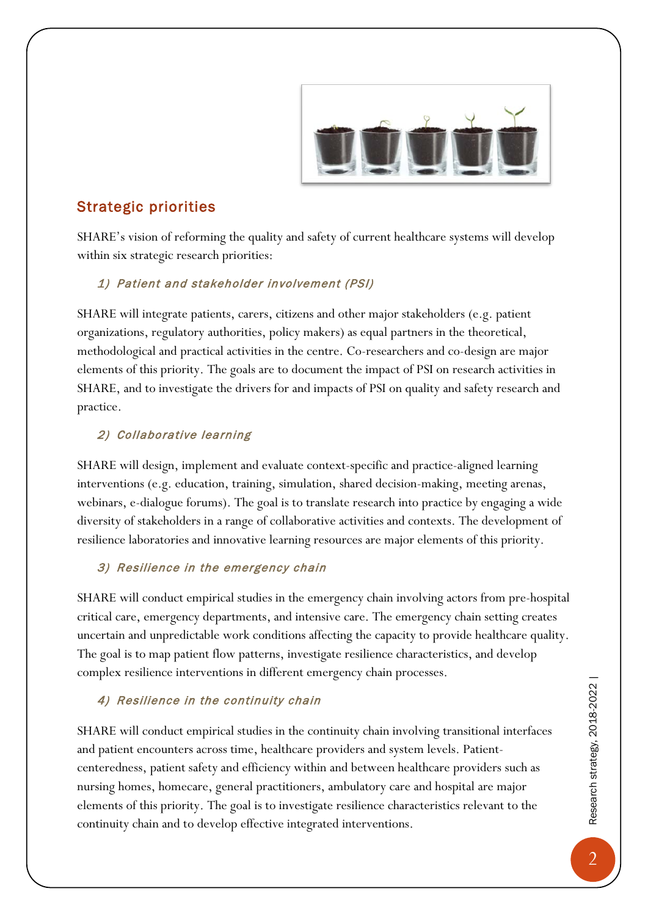## Strategic priorities

SHARE's vision of reforming the quality and safety of current healthcare systems will develop within six strategic research priorities:

### *1) Patient and stakeholder involvement (PSI)*

SHARE will integrate patients, carers, citizens and other major stakeholders (e.g. patient organizations, regulatory authorities, policy makers) as equal partners in the theoretical, methodological and practical activities in the centre. Co-researchers and co-design are major elements of this priority. The goals are to document the impact of PSI on research activities in SHARE, and to investigate the drivers for and impacts of PSI on quality and safety research and practice.

### *2) Collaborative learning*

SHARE will design, implement and evaluate context-specific and practice-aligned learning interventions (e.g. education, training, simulation, shared decision-making, meeting arenas, webinars, e-dialogue forums). The goal is to translate research into practice by engaging a wide diversity of stakeholders in a range of collaborative activities and contexts. The development of resilience laboratories and innovative learning resources are major elements of this priority.

### *3) Resilience in the emergency chain*

SHARE will conduct empirical studies in the emergency chain involving actors from pre-hospital critical care, emergency departments, and intensive care. The emergency chain setting creates uncertain and unpredictable work conditions affecting the capacity to provide healthcare quality. The goal is to map patient flow patterns, investigate resilience characteristics, and develop complex resilience interventions in different emergency chain processes.

### *4) Resilience in the continuity chain*

SHARE will conduct empirical studies in the continuity chain involving transitional interfaces and patient encounters across time, healthcare providers and system levels. Patient-centeredness, patient safety and efficiency within and between healthcare providers such as nursing homes, homecare, general practitioners, ambulatory care and hospital are major elements of this priority. The goal is to investigate resilience characteristics relevant to the continuity chain and to develop effective integrated interventions.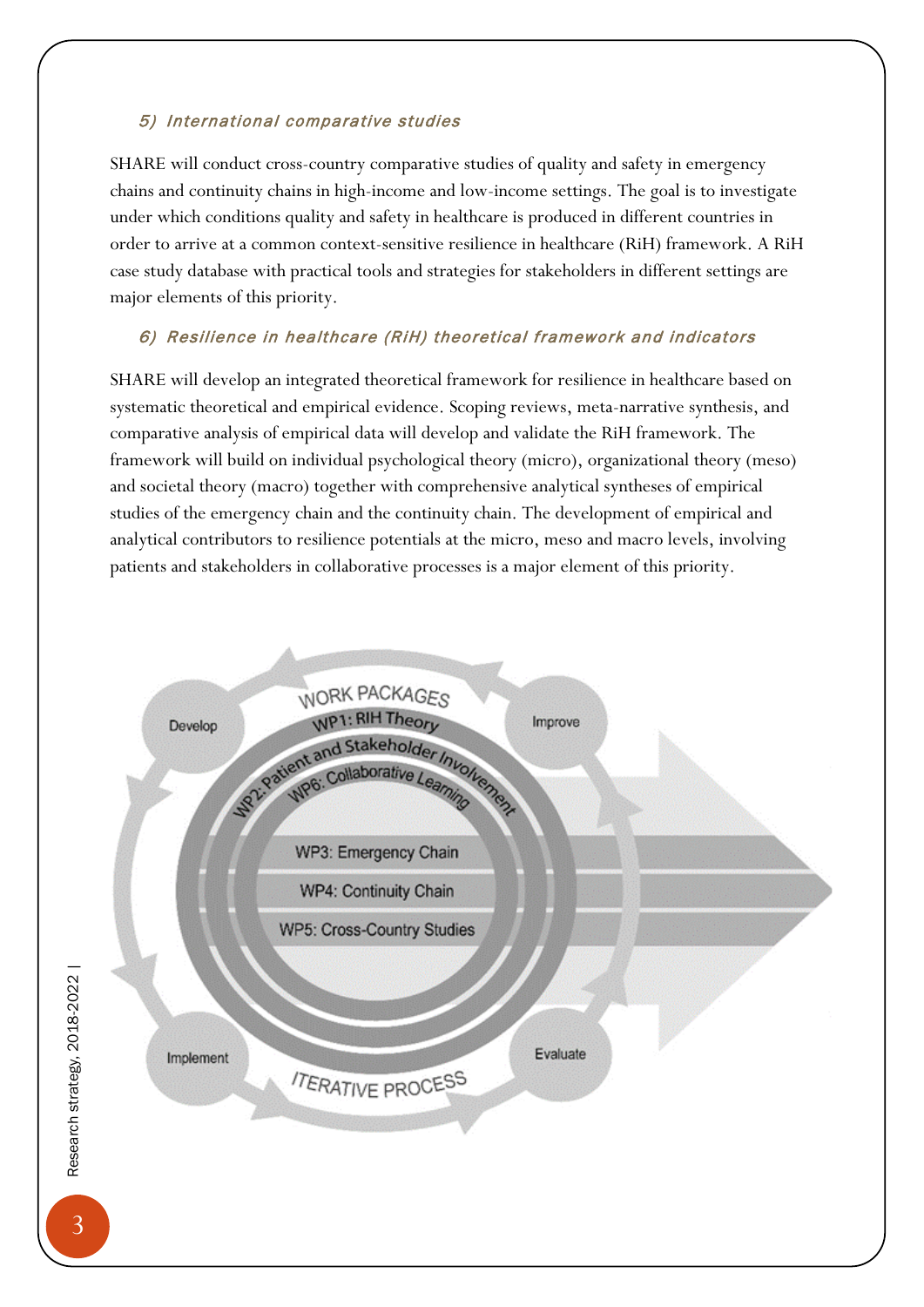### 5) International comparative studies

SHARE will conduct cross-country comparative studies of quality and safety in emergency chains and continuity chains in high-income and low-income settings. The goal is to investigate under which conditions quality and safety in healthcare is produced in different countries in order to arrive at a common context-sensitive resilience in healthcare (RiH) framework. A RiH case study database with practical tools and strategies for stakeholders in different settings are major elements of this priority.

### 6) Resilience in healthcare (RiH) theoretical framework and indicators

SHARE will develop an integrated theoretical framework for resilience in healthcare based on systematic theoretical and empirical evidence. Scoping reviews, meta-narrative synthesis, and comparative analysis of empirical data will develop and validate the RiH framework. The framework will build on individual psychological theory (micro), organizational theory (meso) and societal theory (macro) together with comprehensive analytical syntheses of empirical studies of the emergency chain and the continuity chain. The development of empirical and analytical contributors to resilience potentials at the micro, meso and macro levels, involving patients and stakeholders in collaborative processes is a major element of this priority.

WORK PACKAGES

WP1: RIH Theory

WP2: Patient and Stakeholder Involvement

WP6: Collaborative Learning

WP3: Emergency Chain

WP4: Continuity Chain

WP5: Cross-Country Studies

Develop · Improve · Evaluate · Implement

ITERATIVE PROCESS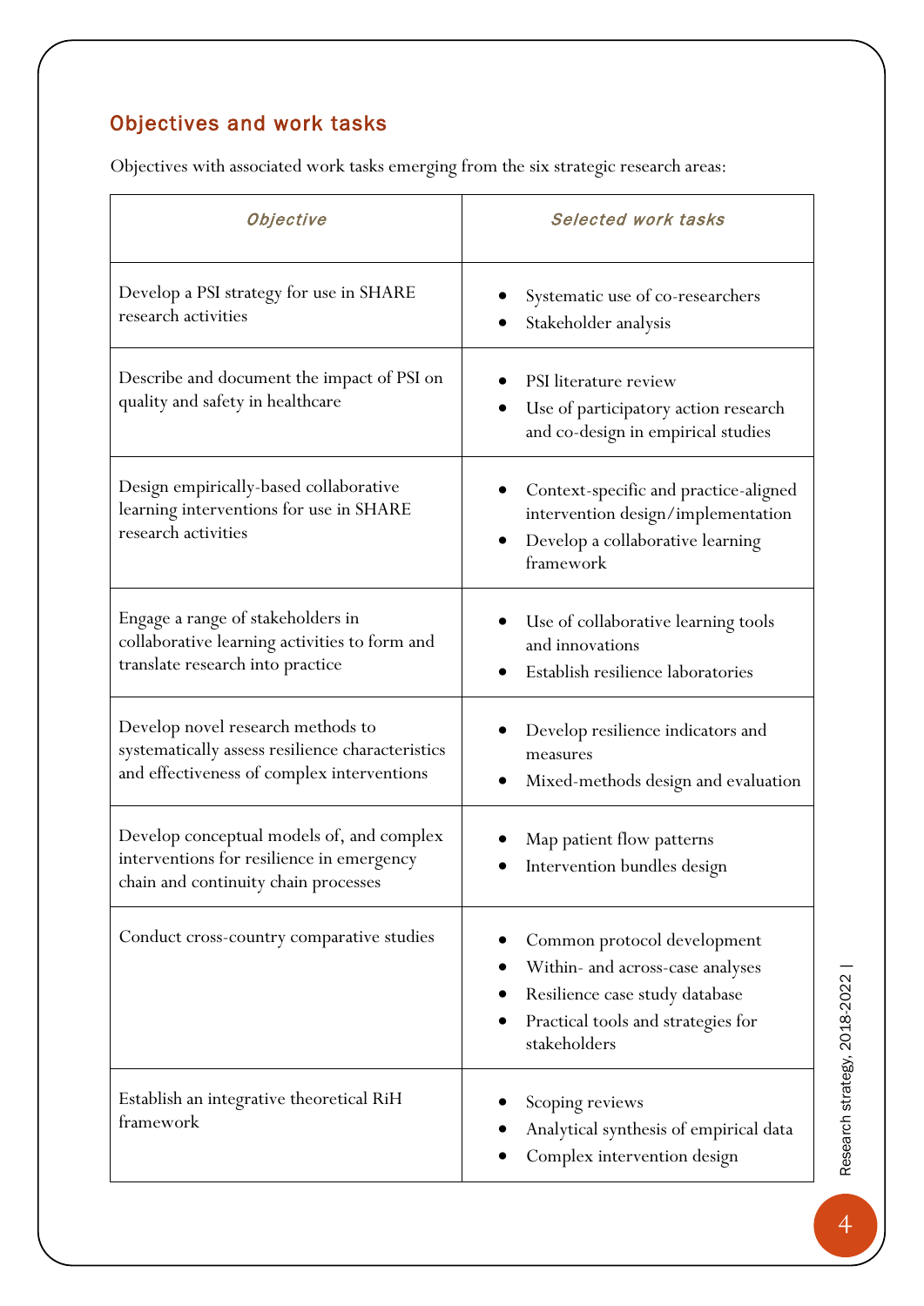## Objectives and work tasks

Objectives with associated work tasks emerging from the six strategic research areas:

| *Objective* | *Selected work tasks* |
|---|---|
| Develop a PSI strategy for use in SHARE research activities | • Systematic use of co-researchers<br>• Stakeholder analysis |
| Describe and document the impact of PSI on quality and safety in healthcare | • PSI literature review<br>• Use of participatory action research and co-design in empirical studies |
| Design empirically-based collaborative learning interventions for use in SHARE research activities | • Context-specific and practice-aligned intervention design/implementation<br>• Develop a collaborative learning framework |
| Engage a range of stakeholders in collaborative learning activities to form and translate research into practice | • Use of collaborative learning tools and innovations<br>• Establish resilience laboratories |
| Develop novel research methods to systematically assess resilience characteristics and effectiveness of complex interventions | • Develop resilience indicators and measures<br>• Mixed-methods design and evaluation |
| Develop conceptual models of, and complex interventions for resilience in emergency chain and continuity chain processes | • Map patient flow patterns<br>• Intervention bundles design |
| Conduct cross-country comparative studies | • Common protocol development<br>• Within- and across-case analyses<br>• Resilience case study database<br>• Practical tools and strategies for stakeholders |
| Establish an integrative theoretical RiH framework | • Scoping reviews<br>• Analytical synthesis of empirical data<br>• Complex intervention design |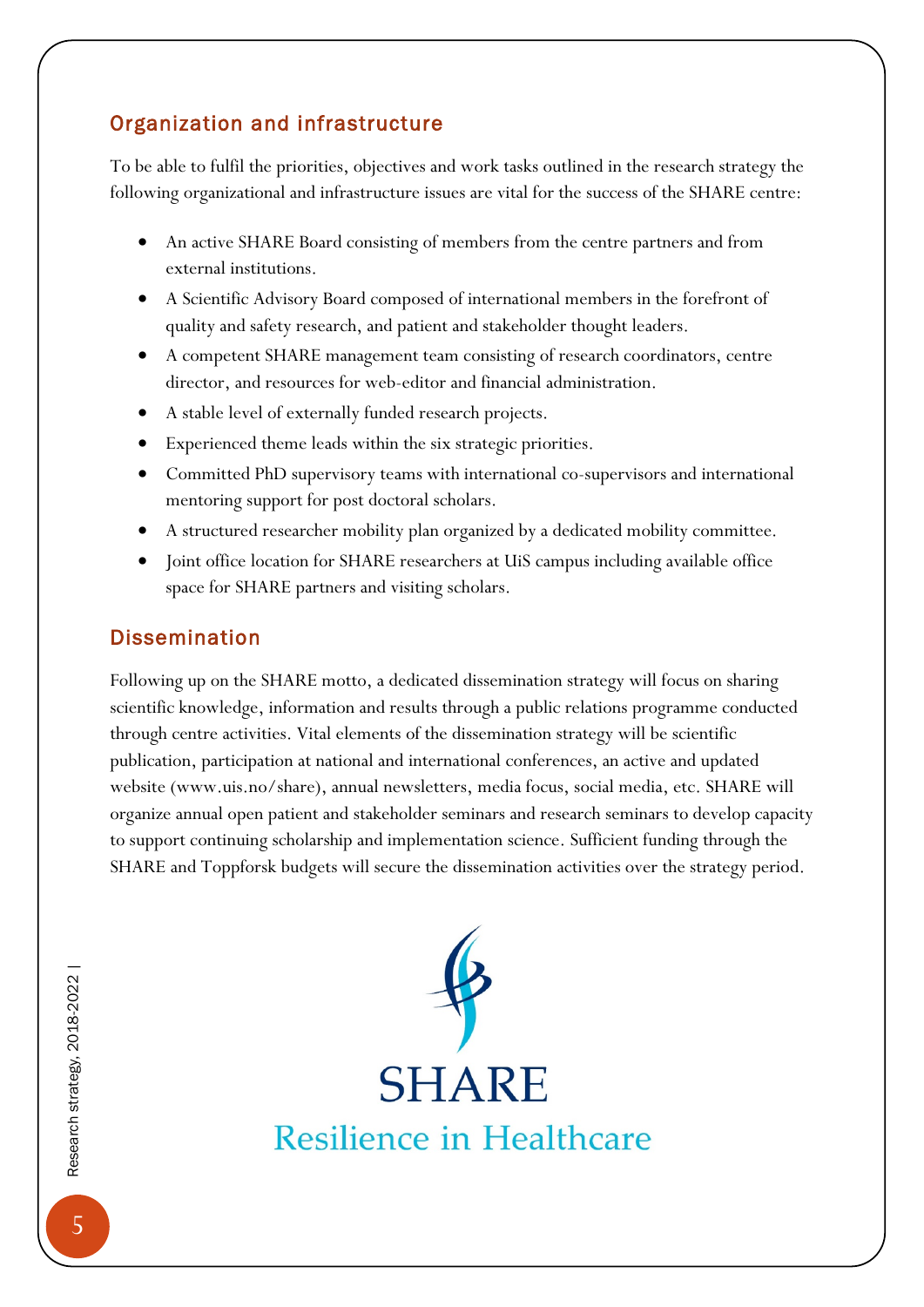## Organization and infrastructure

To be able to fulfil the priorities, objectives and work tasks outlined in the research strategy the following organizational and infrastructure issues are vital for the success of the SHARE centre:

- An active SHARE Board consisting of members from the centre partners and from external institutions.
- A Scientific Advisory Board composed of international members in the forefront of quality and safety research, and patient and stakeholder thought leaders.
- A competent SHARE management team consisting of research coordinators, centre director, and resources for web-editor and financial administration.
- A stable level of externally funded research projects.
- Experienced theme leads within the six strategic priorities.
- Committed PhD supervisory teams with international co-supervisors and international mentoring support for post doctoral scholars.
- A structured researcher mobility plan organized by a dedicated mobility committee.
- Joint office location for SHARE researchers at UiS campus including available office space for SHARE partners and visiting scholars.

## Dissemination

Following up on the SHARE motto, a dedicated dissemination strategy will focus on sharing scientific knowledge, information and results through a public relations programme conducted through centre activities. Vital elements of the dissemination strategy will be scientific publication, participation at national and international conferences, an active and updated website (www.uis.no/share), annual newsletters, media focus, social media, etc. SHARE will organize annual open patient and stakeholder seminars and research seminars to develop capacity to support continuing scholarship and implementation science. Sufficient funding through the SHARE and Toppforsk budgets will secure the dissemination activities over the strategy period.

SHARE

Resilience in Healthcare